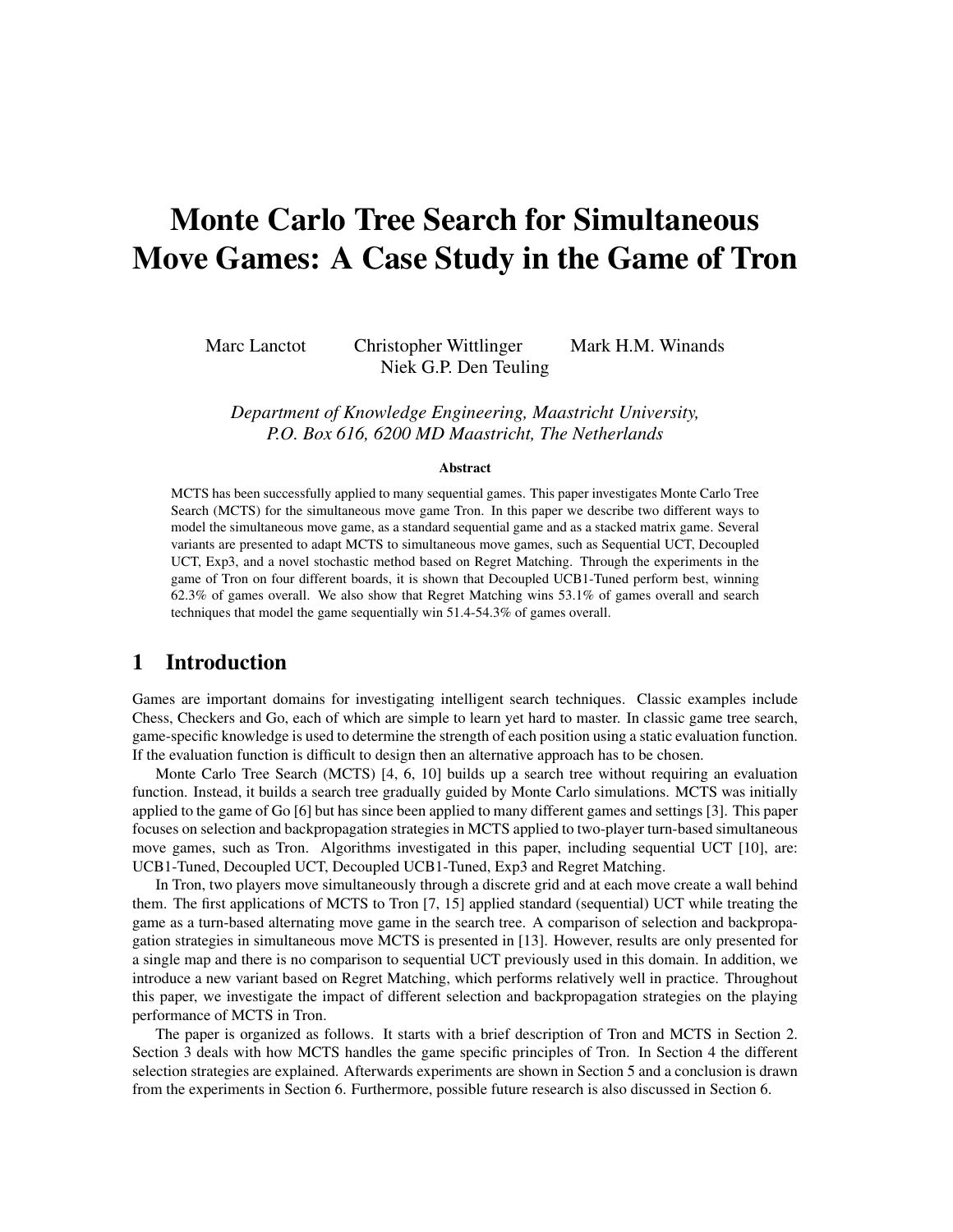# Monte Carlo Tree Search for Simultaneous Move Games: A Case Study in the Game of Tron

Marc Lanctot     Christopher Wittlinger     Mark H.M. Winands
Niek G.P. Den Teuling

*Department of Knowledge Engineering, Maastricht University,*
*P.O. Box 616, 6200 MD Maastricht, The Netherlands*

**Abstract**

MCTS has been successfully applied to many sequential games. This paper investigates Monte Carlo Tree Search (MCTS) for the simultaneous move game Tron. In this paper we describe two different ways to model the simultaneous move game, as a standard sequential game and as a stacked matrix game. Several variants are presented to adapt MCTS to simultaneous move games, such as Sequential UCT, Decoupled UCT, Exp3, and a novel stochastic method based on Regret Matching. Through the experiments in the game of Tron on four different boards, it is shown that Decoupled UCB1-Tuned perform best, winning 62.3% of games overall. We also show that Regret Matching wins 53.1% of games overall and search techniques that model the game sequentially win 51.4-54.3% of games overall.

## 1 Introduction

Games are important domains for investigating intelligent search techniques. Classic examples include Chess, Checkers and Go, each of which are simple to learn yet hard to master. In classic game tree search, game-specific knowledge is used to determine the strength of each position using a static evaluation function. If the evaluation function is difficult to design then an alternative approach has to be chosen.

Monte Carlo Tree Search (MCTS) [4, 6, 10] builds up a search tree without requiring an evaluation function. Instead, it builds a search tree gradually guided by Monte Carlo simulations. MCTS was initially applied to the game of Go [6] but has since been applied to many different games and settings [3]. This paper focuses on selection and backpropagation strategies in MCTS applied to two-player turn-based simultaneous move games, such as Tron. Algorithms investigated in this paper, including sequential UCT [10], are: UCB1-Tuned, Decoupled UCT, Decoupled UCB1-Tuned, Exp3 and Regret Matching.

In Tron, two players move simultaneously through a discrete grid and at each move create a wall behind them. The first applications of MCTS to Tron [7, 15] applied standard (sequential) UCT while treating the game as a turn-based alternating move game in the search tree. A comparison of selection and backpropagation strategies in simultaneous move MCTS is presented in [13]. However, results are only presented for a single map and there is no comparison to sequential UCT previously used in this domain. In addition, we introduce a new variant based on Regret Matching, which performs relatively well in practice. Throughout this paper, we investigate the impact of different selection and backpropagation strategies on the playing performance of MCTS in Tron.

The paper is organized as follows. It starts with a brief description of Tron and MCTS in Section 2. Section 3 deals with how MCTS handles the game specific principles of Tron. In Section 4 the different selection strategies are explained. Afterwards experiments are shown in Section 5 and a conclusion is drawn from the experiments in Section 6. Furthermore, possible future research is also discussed in Section 6.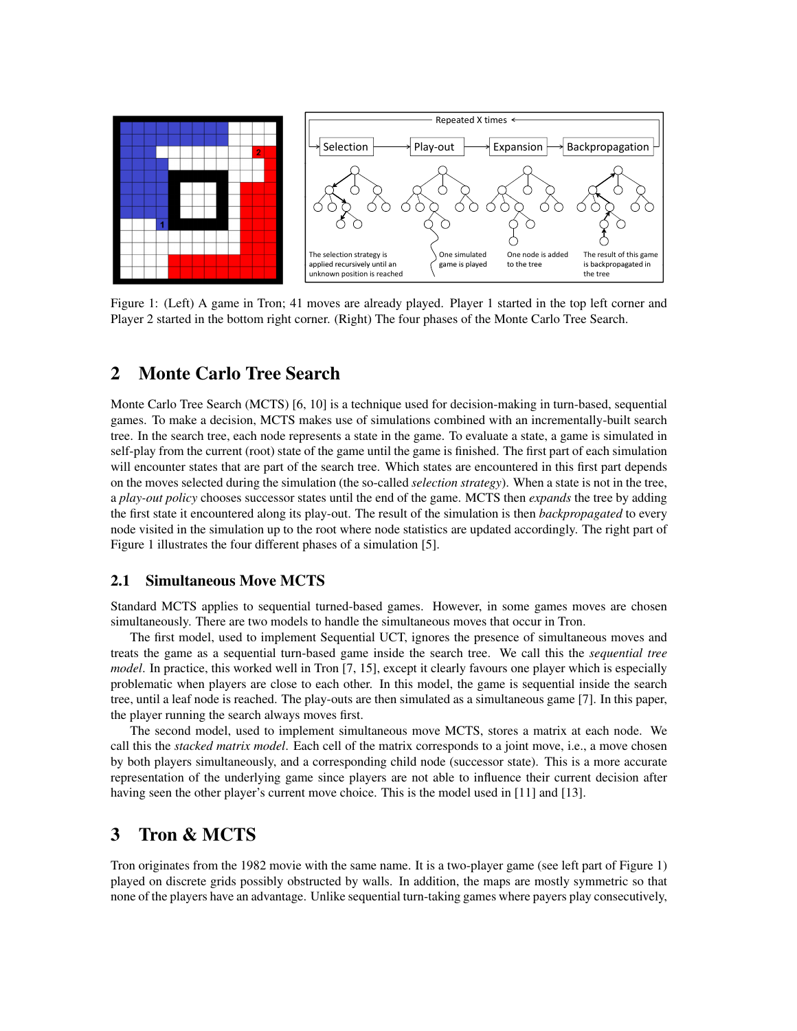Figure 1: (Left) A game in Tron; 41 moves are already played. Player 1 started in the top left corner and Player 2 started in the bottom right corner. (Right) The four phases of the Monte Carlo Tree Search.

## 2 Monte Carlo Tree Search

Monte Carlo Tree Search (MCTS) [6, 10] is a technique used for decision-making in turn-based, sequential games. To make a decision, MCTS makes use of simulations combined with an incrementally-built search tree. In the search tree, each node represents a state in the game. To evaluate a state, a game is simulated in self-play from the current (root) state of the game until the game is finished. The first part of each simulation will encounter states that are part of the search tree. Which states are encountered in this first part depends on the moves selected during the simulation (the so-called *selection strategy*). When a state is not in the tree, a *play-out policy* chooses successor states until the end of the game. MCTS then *expands* the tree by adding the first state it encountered along its play-out. The result of the simulation is then *backpropagated* to every node visited in the simulation up to the root where node statistics are updated accordingly. The right part of Figure 1 illustrates the four different phases of a simulation [5].

### 2.1 Simultaneous Move MCTS

Standard MCTS applies to sequential turned-based games. However, in some games moves are chosen simultaneously. There are two models to handle the simultaneous moves that occur in Tron.

The first model, used to implement Sequential UCT, ignores the presence of simultaneous moves and treats the game as a sequential turn-based game inside the search tree. We call this the *sequential tree model*. In practice, this worked well in Tron [7, 15], except it clearly favours one player which is especially problematic when players are close to each other. In this model, the game is sequential inside the search tree, until a leaf node is reached. The play-outs are then simulated as a simultaneous game [7]. In this paper, the player running the search always moves first.

The second model, used to implement simultaneous move MCTS, stores a matrix at each node. We call this the *stacked matrix model*. Each cell of the matrix corresponds to a joint move, i.e., a move chosen by both players simultaneously, and a corresponding child node (successor state). This is a more accurate representation of the underlying game since players are not able to influence their current decision after having seen the other player's current move choice. This is the model used in [11] and [13].

## 3 Tron & MCTS

Tron originates from the 1982 movie with the same name. It is a two-player game (see left part of Figure 1) played on discrete grids possibly obstructed by walls. In addition, the maps are mostly symmetric so that none of the players have an advantage. Unlike sequential turn-taking games where payers play consecutively,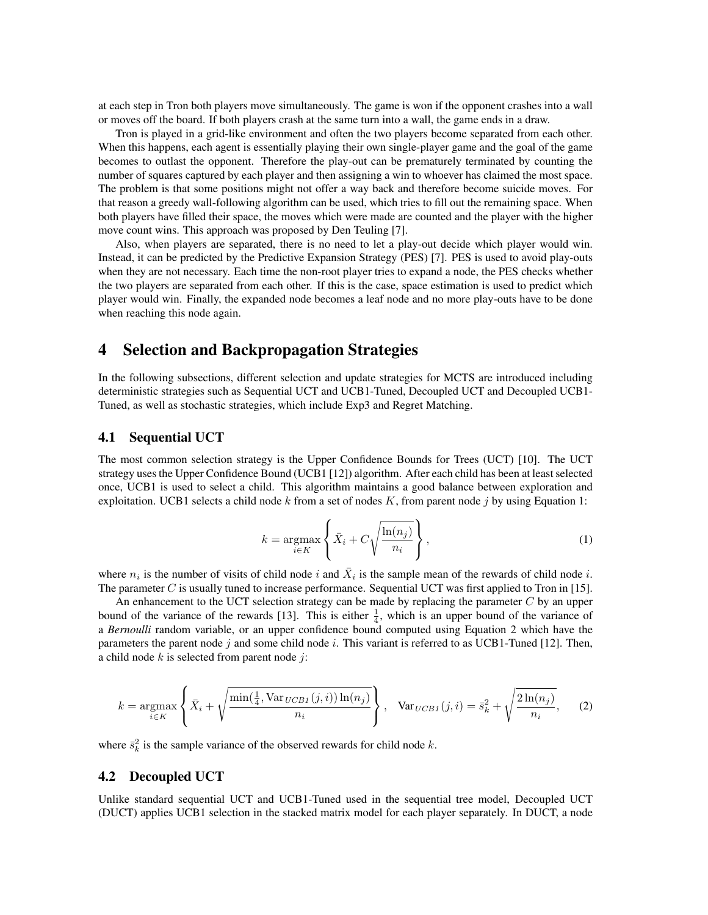at each step in Tron both players move simultaneously. The game is won if the opponent crashes into a wall or moves off the board. If both players crash at the same turn into a wall, the game ends in a draw.

Tron is played in a grid-like environment and often the two players become separated from each other. When this happens, each agent is essentially playing their own single-player game and the goal of the game becomes to outlast the opponent. Therefore the play-out can be prematurely terminated by counting the number of squares captured by each player and then assigning a win to whoever has claimed the most space. The problem is that some positions might not offer a way back and therefore become suicide moves. For that reason a greedy wall-following algorithm can be used, which tries to fill out the remaining space. When both players have filled their space, the moves which were made are counted and the player with the higher move count wins. This approach was proposed by Den Teuling [7].

Also, when players are separated, there is no need to let a play-out decide which player would win. Instead, it can be predicted by the Predictive Expansion Strategy (PES) [7]. PES is used to avoid play-outs when they are not necessary. Each time the non-root player tries to expand a node, the PES checks whether the two players are separated from each other. If this is the case, space estimation is used to predict which player would win. Finally, the expanded node becomes a leaf node and no more play-outs have to be done when reaching this node again.

# 4 Selection and Backpropagation Strategies

In the following subsections, different selection and update strategies for MCTS are introduced including deterministic strategies such as Sequential UCT and UCB1-Tuned, Decoupled UCT and Decoupled UCB1-Tuned, as well as stochastic strategies, which include Exp3 and Regret Matching.

## 4.1 Sequential UCT

The most common selection strategy is the Upper Confidence Bounds for Trees (UCT) [10]. The UCT strategy uses the Upper Confidence Bound (UCB1 [12]) algorithm. After each child has been at least selected once, UCB1 is used to select a child. This algorithm maintains a good balance between exploration and exploitation. UCB1 selects a child node $k$ from a set of nodes $K$, from parent node $j$ by using Equation 1:

$$k = \operatorname*{argmax}_{i \in K} \left\{ \bar{X}_i + C\sqrt{\frac{\ln(n_j)}{n_i}} \right\}, \tag{1}$$

where $n_i$ is the number of visits of child node $i$ and $\bar{X}_i$ is the sample mean of the rewards of child node $i$. The parameter $C$ is usually tuned to increase performance. Sequential UCT was first applied to Tron in [15].

An enhancement to the UCT selection strategy can be made by replacing the parameter $C$ by an upper bound of the variance of the rewards [13]. This is either $\frac{1}{4}$, which is an upper bound of the variance of a *Bernoulli* random variable, or an upper confidence bound computed using Equation 2 which have the parameters the parent node $j$ and some child node $i$. This variant is referred to as UCB1-Tuned [12]. Then, a child node $k$ is selected from parent node $j$:

$$k = \operatorname*{argmax}_{i \in K} \left\{ \bar{X}_i + \sqrt{\frac{\min(\frac{1}{4}, \text{Var}_{UCB1}(j,i))\ln(n_j)}{n_i}} \right\}, \quad \text{Var}_{UCB1}(j,i) = \bar{s}_k^2 + \sqrt{\frac{2\ln(n_j)}{n_i}}, \tag{2}$$

where $\bar{s}_k^2$ is the sample variance of the observed rewards for child node $k$.

## 4.2 Decoupled UCT

Unlike standard sequential UCT and UCB1-Tuned used in the sequential tree model, Decoupled UCT (DUCT) applies UCB1 selection in the stacked matrix model for each player separately. In DUCT, a node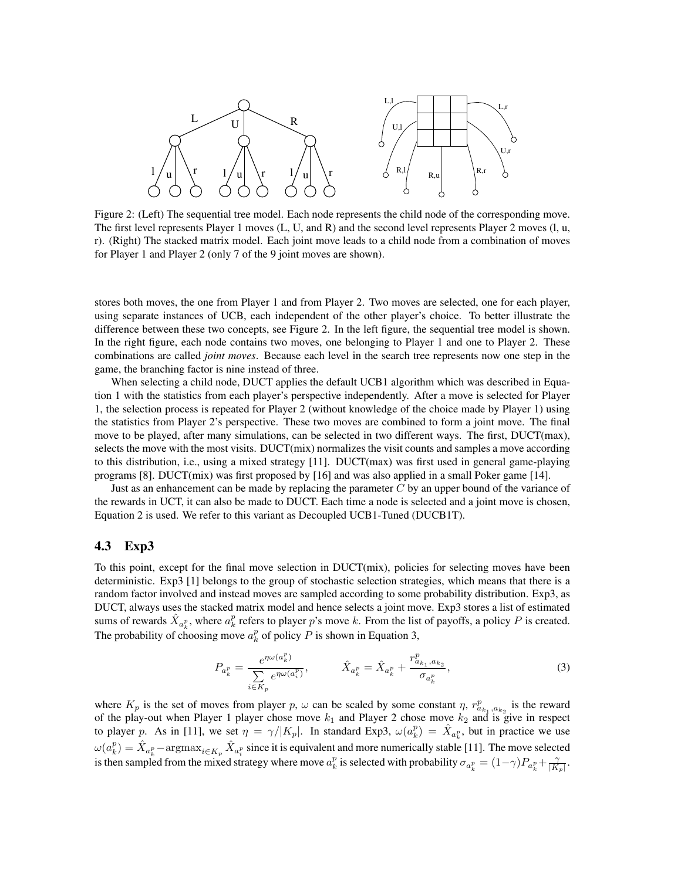Figure 2: (Left) The sequential tree model. Each node represents the child node of the corresponding move. The first level represents Player 1 moves (L, U, and R) and the second level represents Player 2 moves (l, u, r). (Right) The stacked matrix model. Each joint move leads to a child node from a combination of moves for Player 1 and Player 2 (only 7 of the 9 joint moves are shown).

stores both moves, the one from Player 1 and from Player 2. Two moves are selected, one for each player, using separate instances of UCB, each independent of the other player's choice. To better illustrate the difference between these two concepts, see Figure 2. In the left figure, the sequential tree model is shown. In the right figure, each node contains two moves, one belonging to Player 1 and one to Player 2. These combinations are called *joint moves*. Because each level in the search tree represents now one step in the game, the branching factor is nine instead of three.

When selecting a child node, DUCT applies the default UCB1 algorithm which was described in Equation 1 with the statistics from each player's perspective independently. After a move is selected for Player 1, the selection process is repeated for Player 2 (without knowledge of the choice made by Player 1) using the statistics from Player 2's perspective. These two moves are combined to form a joint move. The final move to be played, after many simulations, can be selected in two different ways. The first, DUCT(max), selects the move with the most visits. DUCT(mix) normalizes the visit counts and samples a move according to this distribution, i.e., using a mixed strategy [11]. DUCT(max) was first used in general game-playing programs [8]. DUCT(mix) was first proposed by [16] and was also applied in a small Poker game [14].

Just as an enhancement can be made by replacing the parameter $C$ by an upper bound of the variance of the rewards in UCT, it can also be made to DUCT. Each time a node is selected and a joint move is chosen, Equation 2 is used. We refer to this variant as Decoupled UCB1-Tuned (DUCB1T).

### 4.3 Exp3

To this point, except for the final move selection in DUCT(mix), policies for selecting moves have been deterministic. Exp3 [1] belongs to the group of stochastic selection strategies, which means that there is a random factor involved and instead moves are sampled according to some probability distribution. Exp3, as DUCT, always uses the stacked matrix model and hence selects a joint move. Exp3 stores a list of estimated sums of rewards $\hat{X}_{a_k^p}$, where $a_k^p$ refers to player $p$'s move $k$. From the list of payoffs, a policy $P$ is created. The probability of choosing move $a_k^p$ of policy $P$ is shown in Equation 3,

$$P_{a_k^p} = \frac{e^{\eta\omega(a_k^p)}}{\sum\limits_{i \in K_p} e^{\eta\omega(a_i^p)}}, \qquad \hat{X}_{a_k^p} = \hat{X}_{a_k^p} + \frac{r^p_{a_{k_1},a_{k_2}}}{\sigma_{a_k^p}}, \tag{3}$$

where $K_p$ is the set of moves from player $p$, $\omega$ can be scaled by some constant $\eta$, $r^p_{a_{k_1},a_{k_2}}$ is the reward of the play-out when Player 1 player chose move $k_1$ and Player 2 chose move $k_2$ and is give in respect to player $p$. As in [11], we set $\eta = \gamma/|K_p|$. In standard Exp3, $\omega(a_k^p) = \hat{X}_{a_k^p}$, but in practice we use $\omega(a_k^p) = \hat{X}_{a_k^p} - \text{argmax}_{i \in K_p} \hat{X}_{a_i^p}$ since it is equivalent and more numerically stable [11]. The move selected is then sampled from the mixed strategy where move $a_k^p$ is selected with probability $\sigma_{a_k^p} = (1-\gamma)P_{a_k^p} + \frac{\gamma}{|K_p|}$.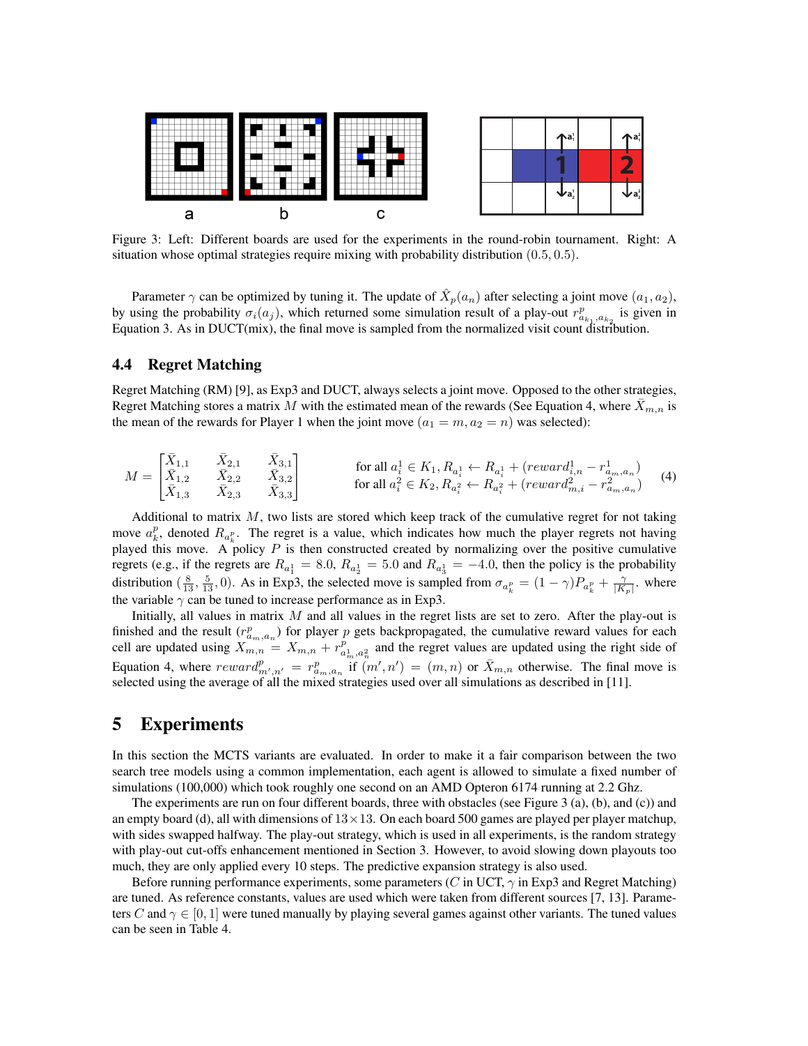Figure 3: Left: Different boards are used for the experiments in the round-robin tournament. Right: A situation whose optimal strategies require mixing with probability distribution $(0.5, 0.5)$.

Parameter $\gamma$ can be optimized by tuning it. The update of $\hat{X}_p(a_n)$ after selecting a joint move $(a_1, a_2)$, by using the probability $\sigma_i(a_j)$, which returned some simulation result of a play-out $r^p_{a_{k_1},a_{k_2}}$ is given in Equation 3. As in DUCT(mix), the final move is sampled from the normalized visit count distribution.

### 4.4 Regret Matching

Regret Matching (RM) [9], as Exp3 and DUCT, always selects a joint move. Opposed to the other strategies, Regret Matching stores a matrix $M$ with the estimated mean of the rewards (See Equation 4, where $\bar{X}_{m,n}$ is the mean of the rewards for Player 1 when the joint move $(a_1 = m, a_2 = n)$ was selected):

$$M = \begin{bmatrix} \bar{X}_{1,1} & \bar{X}_{2,1} & \bar{X}_{3,1} \\ \bar{X}_{1,2} & \bar{X}_{2,2} & \bar{X}_{3,2} \\ \bar{X}_{1,3} & \bar{X}_{2,3} & \bar{X}_{3,3} \end{bmatrix} \qquad \begin{array}{l} \text{for all } a^1_i \in K_1, R_{a^1_i} \leftarrow R_{a^1_i} + (reward^1_{i,n} - r^1_{a_m,a_n}) \\ \text{for all } a^2_i \in K_2, R_{a^2_i} \leftarrow R_{a^2_i} + (reward^2_{m,i} - r^2_{a_m,a_n}) \end{array} \tag{4}$$

Additional to matrix $M$, two lists are stored which keep track of the cumulative regret for not taking move $a^p_k$, denoted $R_{a^p_k}$. The regret is a value, which indicates how much the player regrets not having played this move. A policy $P$ is then constructed created by normalizing over the positive cumulative regrets (e.g., if the regrets are $R_{a^1_1} = 8.0$, $R_{a^1_2} = 5.0$ and $R_{a^1_3} = -4.0$, then the policy is the probability distribution $(\frac{8}{13}, \frac{5}{13}, 0)$. As in Exp3, the selected move is sampled from $\sigma_{a^p_k} = (1-\gamma)P_{a^p_k} + \frac{\gamma}{|K_p|}$. where the variable $\gamma$ can be tuned to increase performance as in Exp3.

Initially, all values in matrix $M$ and all values in the regret lists are set to zero. After the play-out is finished and the result ($r^p_{a_m,a_n}$) for player $p$ gets backpropagated, the cumulative reward values for each cell are updated using $X_{m,n} = X_{m,n} + r^p_{a^1_m,a^2_n}$ and the regret values are updated using the right side of Equation 4, where $reward^p_{m',n'} = r^p_{a_m,a_n}$ if $(m', n') = (m, n)$ or $\bar{X}_{m,n}$ otherwise. The final move is selected using the average of all the mixed strategies used over all simulations as described in [11].

## 5 Experiments

In this section the MCTS variants are evaluated. In order to make it a fair comparison between the two search tree models using a common implementation, each agent is allowed to simulate a fixed number of simulations (100,000) which took roughly one second on an AMD Opteron 6174 running at 2.2 Ghz.

The experiments are run on four different boards, three with obstacles (see Figure 3 (a), (b), and (c)) and an empty board (d), all with dimensions of $13 \times 13$. On each board 500 games are played per player matchup, with sides swapped halfway. The play-out strategy, which is used in all experiments, is the random strategy with play-out cut-offs enhancement mentioned in Section 3. However, to avoid slowing down playouts too much, they are only applied every 10 steps. The predictive expansion strategy is also used.

Before running performance experiments, some parameters ($C$ in UCT, $\gamma$ in Exp3 and Regret Matching) are tuned. As reference constants, values are used which were taken from different sources [7, 13]. Parameters $C$ and $\gamma \in [0, 1]$ were tuned manually by playing several games against other variants. The tuned values can be seen in Table 4.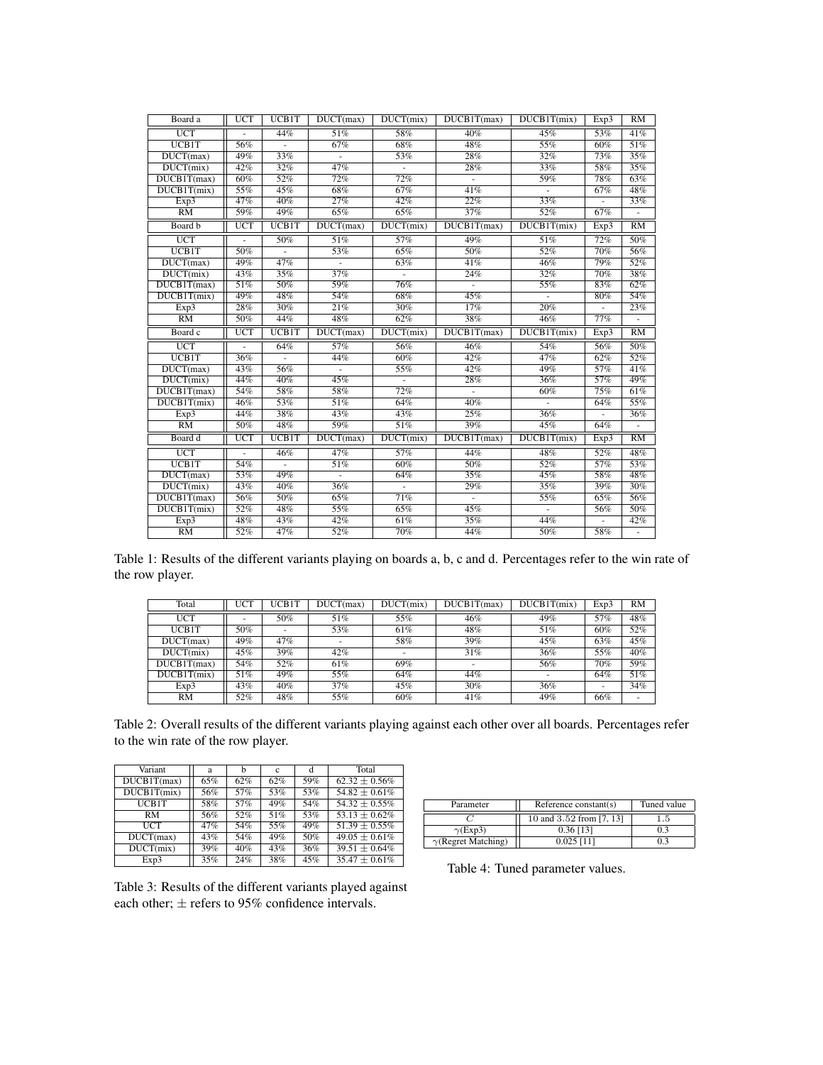| Board a | UCT | UCB1T | DUCT(max) | DUCT(mix) | DUCB1T(max) | DUCB1T(mix) | Exp3 | RM |
|---|---|---|---|---|---|---|---|---|
| UCT | - | 44% | 51% | 58% | 40% | 45% | 53% | 41% |
| UCB1T | 56% | - | 67% | 68% | 48% | 55% | 60% | 51% |
| DUCT(max) | 49% | 33% | - | 53% | 28% | 32% | 73% | 35% |
| DUCT(mix) | 42% | 32% | 47% | - | 28% | 33% | 58% | 35% |
| DUCB1T(max) | 60% | 52% | 72% | 72% | - | 59% | 78% | 63% |
| DUCB1T(mix) | 55% | 45% | 68% | 67% | 41% | - | 67% | 48% |
| Exp3 | 47% | 40% | 27% | 42% | 22% | 33% | - | 33% |
| RM | 59% | 49% | 65% | 65% | 37% | 52% | 67% | - |
| **Board b** | **UCT** | **UCB1T** | **DUCT(max)** | **DUCT(mix)** | **DUCB1T(max)** | **DUCB1T(mix)** | **Exp3** | **RM** |
| UCT | - | 50% | 51% | 57% | 49% | 51% | 72% | 50% |
| UCB1T | 50% | - | 53% | 65% | 50% | 52% | 70% | 56% |
| DUCT(max) | 49% | 47% | - | 63% | 41% | 46% | 79% | 52% |
| DUCT(mix) | 43% | 35% | 37% | - | 24% | 32% | 70% | 38% |
| DUCB1T(max) | 51% | 50% | 59% | 76% | - | 55% | 83% | 62% |
| DUCB1T(mix) | 49% | 48% | 54% | 68% | 45% | - | 80% | 54% |
| Exp3 | 28% | 30% | 21% | 30% | 17% | 20% | - | 23% |
| RM | 50% | 44% | 48% | 62% | 38% | 46% | 77% | - |
| **Board c** | **UCT** | **UCB1T** | **DUCT(max)** | **DUCT(mix)** | **DUCB1T(max)** | **DUCB1T(mix)** | **Exp3** | **RM** |
| UCT | - | 64% | 57% | 56% | 46% | 54% | 56% | 50% |
| UCB1T | 36% | - | 44% | 60% | 42% | 47% | 62% | 52% |
| DUCT(max) | 43% | 56% | - | 55% | 42% | 49% | 57% | 41% |
| DUCT(mix) | 44% | 40% | 45% | - | 28% | 36% | 57% | 49% |
| DUCB1T(max) | 54% | 58% | 58% | 72% | - | 60% | 75% | 61% |
| DUCB1T(mix) | 46% | 53% | 51% | 64% | 40% | - | 64% | 55% |
| Exp3 | 44% | 38% | 43% | 43% | 25% | 36% | - | 36% |
| RM | 50% | 48% | 59% | 51% | 39% | 45% | 64% | - |
| **Board d** | **UCT** | **UCB1T** | **DUCT(max)** | **DUCT(mix)** | **DUCB1T(max)** | **DUCB1T(mix)** | **Exp3** | **RM** |
| UCT | - | 46% | 47% | 57% | 44% | 48% | 52% | 48% |
| UCB1T | 54% | - | 51% | 60% | 50% | 52% | 57% | 53% |
| DUCT(max) | 53% | 49% | - | 64% | 35% | 45% | 58% | 48% |
| DUCT(mix) | 43% | 40% | 36% | - | 29% | 35% | 39% | 30% |
| DUCB1T(max) | 56% | 50% | 65% | 71% | - | 55% | 65% | 56% |
| DUCB1T(mix) | 52% | 48% | 55% | 65% | 45% | - | 56% | 50% |
| Exp3 | 48% | 43% | 42% | 61% | 35% | 44% | - | 42% |
| RM | 52% | 47% | 52% | 70% | 44% | 50% | 58% | - |

Table 1: Results of the different variants playing on boards a, b, c and d. Percentages refer to the win rate of the row player.

| Total | UCT | UCB1T | DUCT(max) | DUCT(mix) | DUCB1T(max) | DUCB1T(mix) | Exp3 | RM |
|---|---|---|---|---|---|---|---|---|
| UCT | - | 50% | 51% | 55% | 46% | 49% | 57% | 48% |
| UCB1T | 50% | - | 53% | 61% | 48% | 51% | 60% | 52% |
| DUCT(max) | 49% | 47% | - | 58% | 39% | 45% | 63% | 45% |
| DUCT(mix) | 45% | 39% | 42% | - | 31% | 36% | 55% | 40% |
| DUCB1T(max) | 54% | 52% | 61% | 69% | - | 56% | 70% | 59% |
| DUCB1T(mix) | 51% | 49% | 55% | 64% | 44% | - | 64% | 51% |
| Exp3 | 43% | 40% | 37% | 45% | 30% | 36% | - | 34% |
| RM | 52% | 48% | 55% | 60% | 41% | 49% | 66% | - |

Table 2: Overall results of the different variants playing against each other over all boards. Percentages refer to the win rate of the row player.

| Variant | a | b | c | d | Total |
|---|---|---|---|---|---|
| DUCB1T(max) | 65% | 62% | 62% | 59% | $62.32 \pm 0.56\%$ |
| DUCB1T(mix) | 56% | 57% | 53% | 53% | $54.82 \pm 0.61\%$ |
| UCB1T | 58% | 57% | 49% | 54% | $54.32 \pm 0.55\%$ |
| RM | 56% | 52% | 51% | 53% | $53.13 \pm 0.62\%$ |
| UCT | 47% | 54% | 55% | 49% | $51.39 \pm 0.55\%$ |
| DUCT(max) | 43% | 54% | 49% | 50% | $49.05 \pm 0.61\%$ |
| DUCT(mix) | 39% | 40% | 43% | 36% | $39.51 \pm 0.64\%$ |
| Exp3 | 35% | 24% | 38% | 45% | $35.47 \pm 0.61\%$ |

Table 3: Results of the different variants played against each other; $\pm$ refers to 95% confidence intervals.

| Parameter | Reference constant(s) | Tuned value |
|---|---|---|
| $C$ | 10 and 3.52 from [7, 13] | 1.5 |
| $\gamma$(Exp3) | 0.36 [13] | 0.3 |
| $\gamma$(Regret Matching) | 0.025 [11] | 0.3 |

Table 4: Tuned parameter values.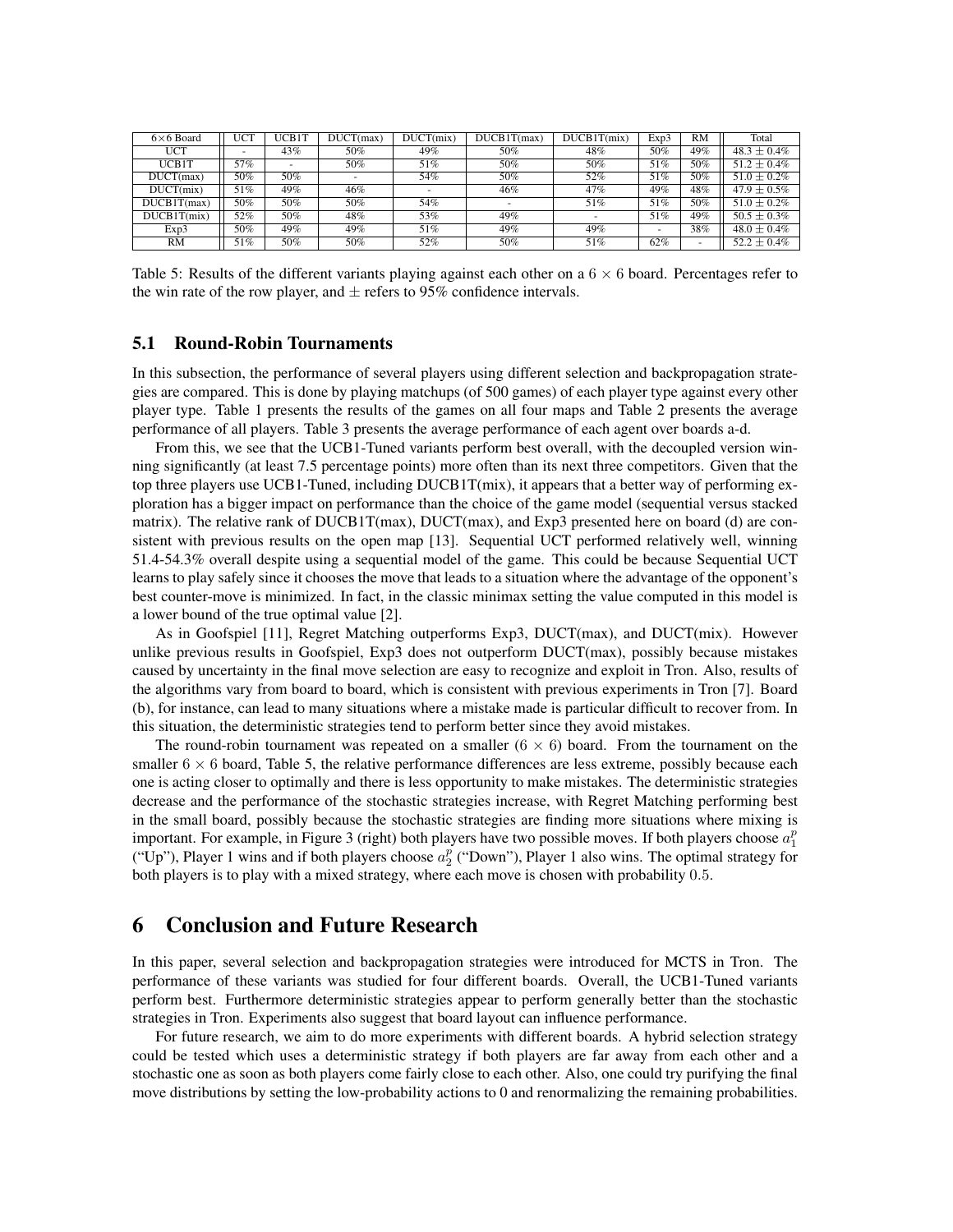| 6×6 Board | UCT | UCB1T | DUCT(max) | DUCT(mix) | DUCB1T(max) | DUCB1T(mix) | Exp3 | RM | Total |
|---|---|---|---|---|---|---|---|---|---|
| UCT | - | 43% | 50% | 49% | 50% | 48% | 50% | 49% | 48.3 ± 0.4% |
| UCB1T | 57% | - | 50% | 51% | 50% | 50% | 51% | 50% | 51.2 ± 0.4% |
| DUCT(max) | 50% | 50% | - | 54% | 50% | 52% | 51% | 50% | 51.0 ± 0.2% |
| DUCT(mix) | 51% | 49% | 46% | - | 46% | 47% | 49% | 48% | 47.9 ± 0.5% |
| DUCB1T(max) | 50% | 50% | 50% | 54% | - | 51% | 51% | 50% | 51.0 ± 0.2% |
| DUCB1T(mix) | 52% | 50% | 48% | 53% | 49% | - | 51% | 49% | 50.5 ± 0.3% |
| Exp3 | 50% | 49% | 49% | 51% | 49% | 49% | - | 38% | 48.0 ± 0.4% |
| RM | 51% | 50% | 50% | 52% | 50% | 51% | 62% | - | 52.2 ± 0.4% |

Table 5: Results of the different variants playing against each other on a $6 \times 6$ board. Percentages refer to the win rate of the row player, and $\pm$ refers to 95% confidence intervals.

### 5.1 Round-Robin Tournaments

In this subsection, the performance of several players using different selection and backpropagation strategies are compared. This is done by playing matchups (of 500 games) of each player type against every other player type. Table 1 presents the results of the games on all four maps and Table 2 presents the average performance of all players. Table 3 presents the average performance of each agent over boards a-d.

From this, we see that the UCB1-Tuned variants perform best overall, with the decoupled version winning significantly (at least 7.5 percentage points) more often than its next three competitors. Given that the top three players use UCB1-Tuned, including DUCB1T(mix), it appears that a better way of performing exploration has a bigger impact on performance than the choice of the game model (sequential versus stacked matrix). The relative rank of DUCB1T(max), DUCT(max), and Exp3 presented here on board (d) are consistent with previous results on the open map [13]. Sequential UCT performed relatively well, winning 51.4-54.3% overall despite using a sequential model of the game. This could be because Sequential UCT learns to play safely since it chooses the move that leads to a situation where the advantage of the opponent's best counter-move is minimized. In fact, in the classic minimax setting the value computed in this model is a lower bound of the true optimal value [2].

As in Goofspiel [11], Regret Matching outperforms Exp3, DUCT(max), and DUCT(mix). However unlike previous results in Goofspiel, Exp3 does not outperform DUCT(max), possibly because mistakes caused by uncertainty in the final move selection are easy to recognize and exploit in Tron. Also, results of the algorithms vary from board to board, which is consistent with previous experiments in Tron [7]. Board (b), for instance, can lead to many situations where a mistake made is particular difficult to recover from. In this situation, the deterministic strategies tend to perform better since they avoid mistakes.

The round-robin tournament was repeated on a smaller ($6 \times 6$) board. From the tournament on the smaller $6 \times 6$ board, Table 5, the relative performance differences are less extreme, possibly because each one is acting closer to optimally and there is less opportunity to make mistakes. The deterministic strategies decrease and the performance of the stochastic strategies increase, with Regret Matching performing best in the small board, possibly because the stochastic strategies are finding more situations where mixing is important. For example, in Figure 3 (right) both players have two possible moves. If both players choose $a_1^p$ ("Up"), Player 1 wins and if both players choose $a_2^p$ ("Down"), Player 1 also wins. The optimal strategy for both players is to play with a mixed strategy, where each move is chosen with probability 0.5.

# 6 Conclusion and Future Research

In this paper, several selection and backpropagation strategies were introduced for MCTS in Tron. The performance of these variants was studied for four different boards. Overall, the UCB1-Tuned variants perform best. Furthermore deterministic strategies appear to perform generally better than the stochastic strategies in Tron. Experiments also suggest that board layout can influence performance.

For future research, we aim to do more experiments with different boards. A hybrid selection strategy could be tested which uses a deterministic strategy if both players are far away from each other and a stochastic one as soon as both players come fairly close to each other. Also, one could try purifying the final move distributions by setting the low-probability actions to 0 and renormalizing the remaining probabilities.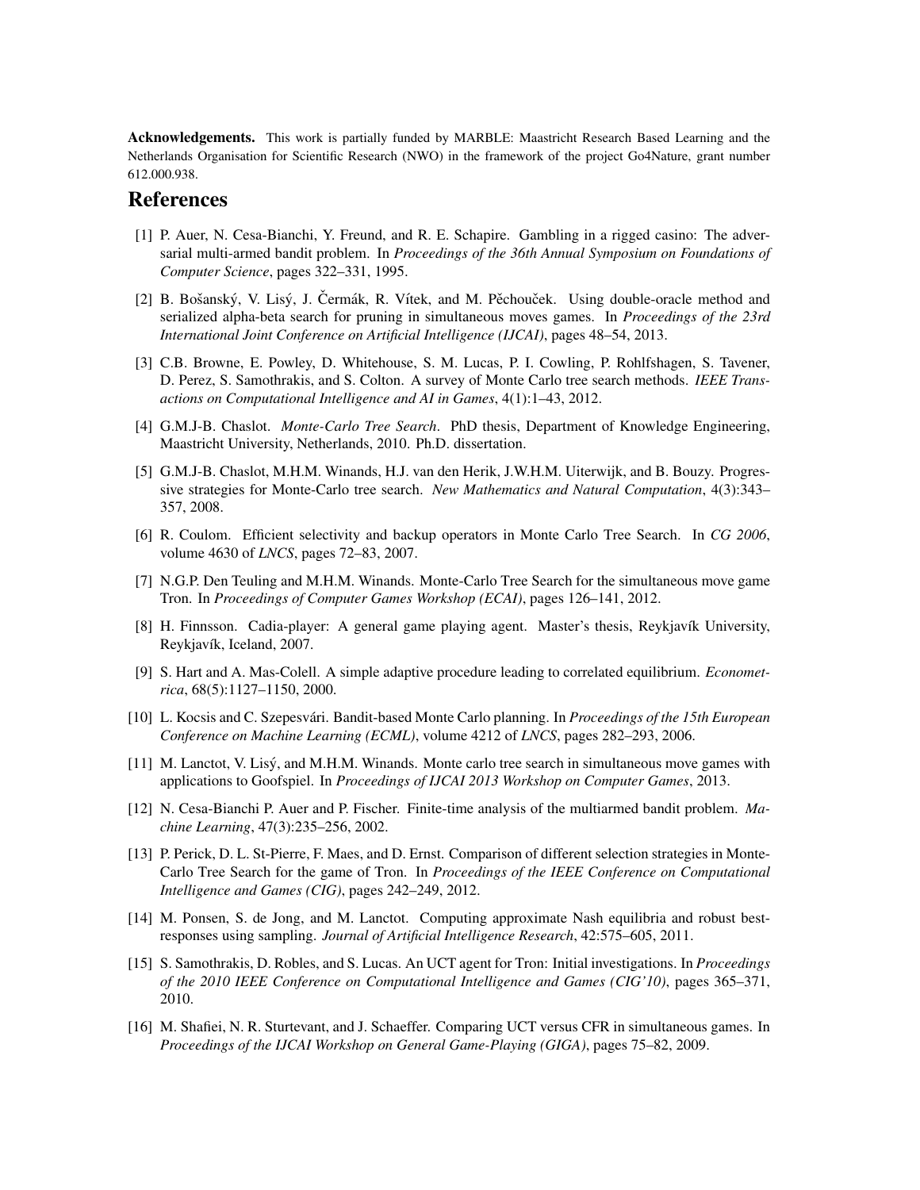**Acknowledgements.** This work is partially funded by MARBLE: Maastricht Research Based Learning and the Netherlands Organisation for Scientific Research (NWO) in the framework of the project Go4Nature, grant number 612.000.938.

## References

[1] P. Auer, N. Cesa-Bianchi, Y. Freund, and R. E. Schapire. Gambling in a rigged casino: The adversarial multi-armed bandit problem. In *Proceedings of the 36th Annual Symposium on Foundations of Computer Science*, pages 322–331, 1995.

[2] B. Bošanský, V. Lisý, J. Čermák, R. Vítek, and M. Pěchouček. Using double-oracle method and serialized alpha-beta search for pruning in simultaneous moves games. In *Proceedings of the 23rd International Joint Conference on Artificial Intelligence (IJCAI)*, pages 48–54, 2013.

[3] C.B. Browne, E. Powley, D. Whitehouse, S. M. Lucas, P. I. Cowling, P. Rohlfshagen, S. Tavener, D. Perez, S. Samothrakis, and S. Colton. A survey of Monte Carlo tree search methods. *IEEE Transactions on Computational Intelligence and AI in Games*, 4(1):1–43, 2012.

[4] G.M.J-B. Chaslot. *Monte-Carlo Tree Search*. PhD thesis, Department of Knowledge Engineering, Maastricht University, Netherlands, 2010. Ph.D. dissertation.

[5] G.M.J-B. Chaslot, M.H.M. Winands, H.J. van den Herik, J.W.H.M. Uiterwijk, and B. Bouzy. Progressive strategies for Monte-Carlo tree search. *New Mathematics and Natural Computation*, 4(3):343–357, 2008.

[6] R. Coulom. Efficient selectivity and backup operators in Monte Carlo Tree Search. In *CG 2006*, volume 4630 of *LNCS*, pages 72–83, 2007.

[7] N.G.P. Den Teuling and M.H.M. Winands. Monte-Carlo Tree Search for the simultaneous move game Tron. In *Proceedings of Computer Games Workshop (ECAI)*, pages 126–141, 2012.

[8] H. Finnsson. Cadia-player: A general game playing agent. Master's thesis, Reykjavík University, Reykjavík, Iceland, 2007.

[9] S. Hart and A. Mas-Colell. A simple adaptive procedure leading to correlated equilibrium. *Econometrica*, 68(5):1127–1150, 2000.

[10] L. Kocsis and C. Szepesvári. Bandit-based Monte Carlo planning. In *Proceedings of the 15th European Conference on Machine Learning (ECML)*, volume 4212 of *LNCS*, pages 282–293, 2006.

[11] M. Lanctot, V. Lisý, and M.H.M. Winands. Monte carlo tree search in simultaneous move games with applications to Goofspiel. In *Proceedings of IJCAI 2013 Workshop on Computer Games*, 2013.

[12] N. Cesa-Bianchi P. Auer and P. Fischer. Finite-time analysis of the multiarmed bandit problem. *Machine Learning*, 47(3):235–256, 2002.

[13] P. Perick, D. L. St-Pierre, F. Maes, and D. Ernst. Comparison of different selection strategies in Monte-Carlo Tree Search for the game of Tron. In *Proceedings of the IEEE Conference on Computational Intelligence and Games (CIG)*, pages 242–249, 2012.

[14] M. Ponsen, S. de Jong, and M. Lanctot. Computing approximate Nash equilibria and robust best-responses using sampling. *Journal of Artificial Intelligence Research*, 42:575–605, 2011.

[15] S. Samothrakis, D. Robles, and S. Lucas. An UCT agent for Tron: Initial investigations. In *Proceedings of the 2010 IEEE Conference on Computational Intelligence and Games (CIG'10)*, pages 365–371, 2010.

[16] M. Shafiei, N. R. Sturtevant, and J. Schaeffer. Comparing UCT versus CFR in simultaneous games. In *Proceedings of the IJCAI Workshop on General Game-Playing (GIGA)*, pages 75–82, 2009.